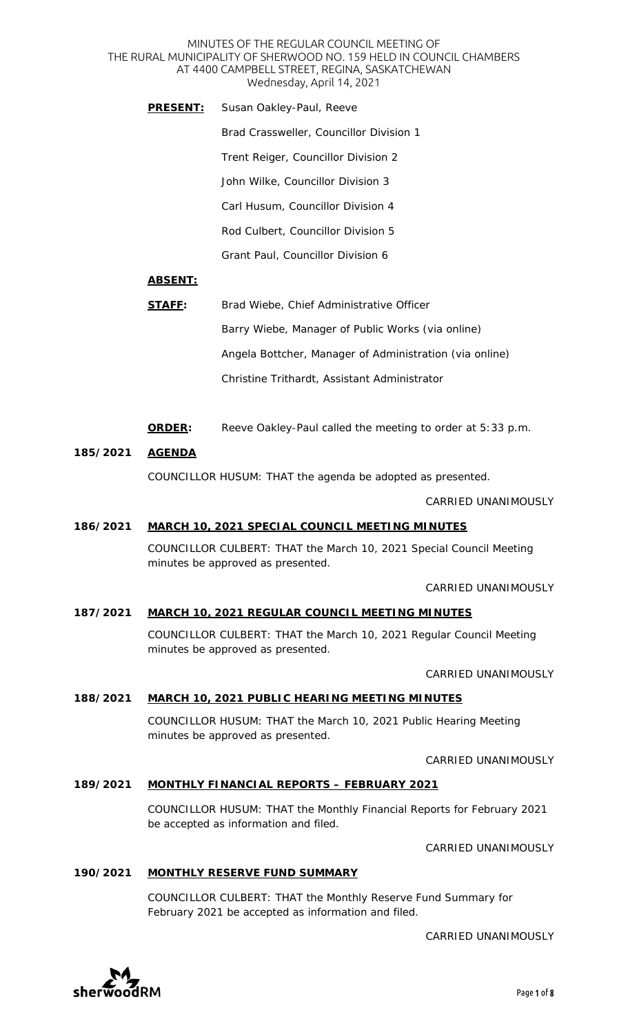MINUTES OF THE REGULAR COUNCIL MEETING OF
THE RURAL MUNICIPALITY OF SHERWOOD NO. 159 HELD IN COUNCIL CHAMBERS
AT 4400 CAMPBELL STREET, REGINA, SASKATCHEWAN
Wednesday, April 14, 2021

**PRESENT:** Susan Oakley-Paul, Reeve

Brad Crassweller, Councillor Division 1

Trent Reiger, Councillor Division 2

John Wilke, Councillor Division 3

Carl Husum, Councillor Division 4

Rod Culbert, Councillor Division 5

Grant Paul, Councillor Division 6

**ABSENT:**

**STAFF:** Brad Wiebe, Chief Administrative Officer

Barry Wiebe, Manager of Public Works (via online)

Angela Bottcher, Manager of Administration (via online)

Christine Trithardt, Assistant Administrator

**ORDER:** Reeve Oakley-Paul called the meeting to order at 5:33 p.m.

**185/2021 AGENDA**

COUNCILLOR HUSUM: THAT the agenda be adopted as presented.

CARRIED UNANIMOUSLY

**186/2021 MARCH 10, 2021 SPECIAL COUNCIL MEETING MINUTES**

COUNCILLOR CULBERT: THAT the March 10, 2021 Special Council Meeting minutes be approved as presented.

CARRIED UNANIMOUSLY

**187/2021 MARCH 10, 2021 REGULAR COUNCIL MEETING MINUTES**

COUNCILLOR CULBERT: THAT the March 10, 2021 Regular Council Meeting minutes be approved as presented.

CARRIED UNANIMOUSLY

**188/2021 MARCH 10, 2021 PUBLIC HEARING MEETING MINUTES**

COUNCILLOR HUSUM: THAT the March 10, 2021 Public Hearing Meeting minutes be approved as presented.

CARRIED UNANIMOUSLY

**189/2021 MONTHLY FINANCIAL REPORTS – FEBRUARY 2021**

COUNCILLOR HUSUM: THAT the Monthly Financial Reports for February 2021 be accepted as information and filed.

CARRIED UNANIMOUSLY

**190/2021 MONTHLY RESERVE FUND SUMMARY**

COUNCILLOR CULBERT: THAT the Monthly Reserve Fund Summary for February 2021 be accepted as information and filed.

CARRIED UNANIMOUSLY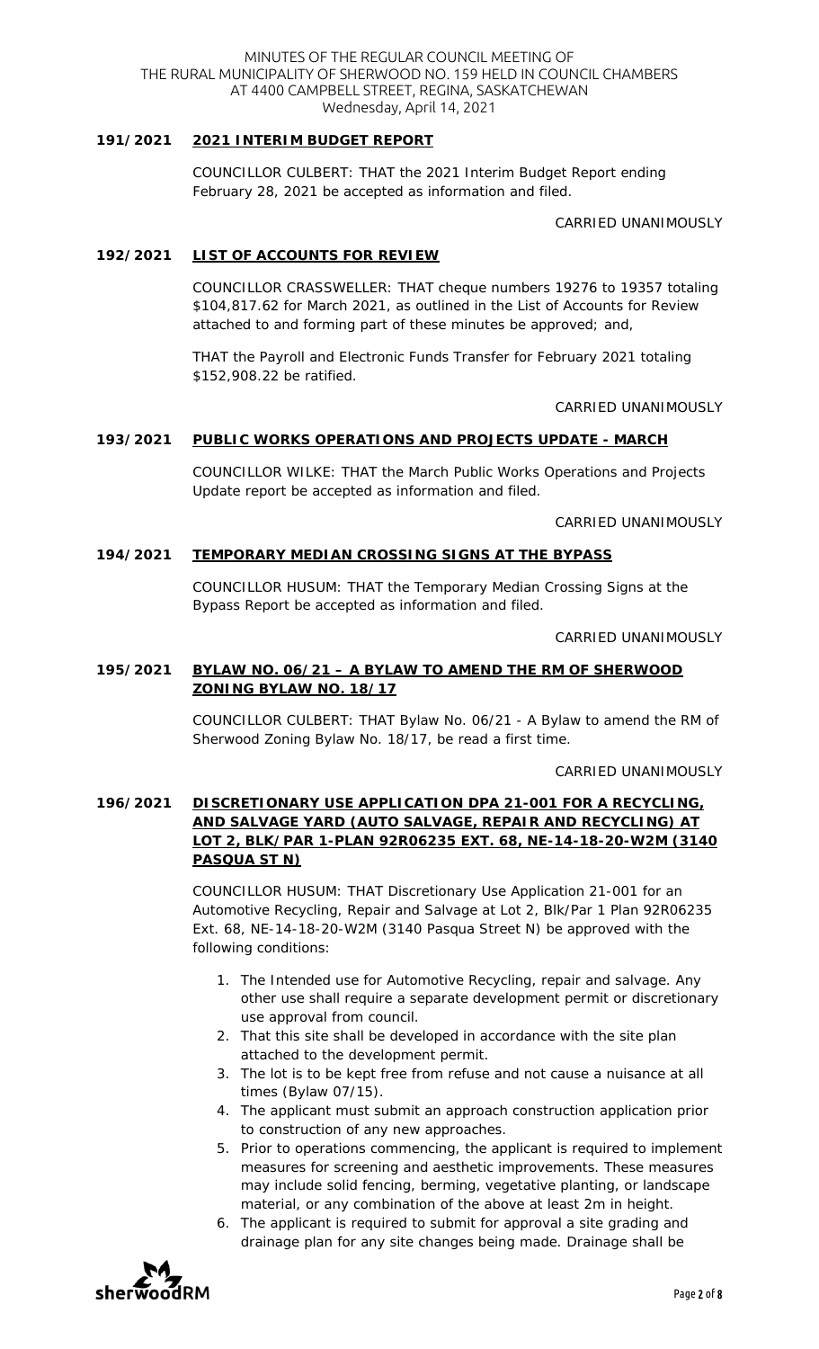**191/2021** **2021 INTERIM BUDGET REPORT**

COUNCILLOR CULBERT: THAT the 2021 Interim Budget Report ending February 28, 2021 be accepted as information and filed.

CARRIED UNANIMOUSLY

**192/2021** **LIST OF ACCOUNTS FOR REVIEW**

COUNCILLOR CRASSWELLER: THAT cheque numbers 19276 to 19357 totaling $104,817.62 for March 2021, as outlined in the List of Accounts for Review attached to and forming part of these minutes be approved; and,

THAT the Payroll and Electronic Funds Transfer for February 2021 totaling $152,908.22 be ratified.

CARRIED UNANIMOUSLY

**193/2021** **PUBLIC WORKS OPERATIONS AND PROJECTS UPDATE - MARCH**

COUNCILLOR WILKE: THAT the March Public Works Operations and Projects Update report be accepted as information and filed.

CARRIED UNANIMOUSLY

**194/2021** **TEMPORARY MEDIAN CROSSING SIGNS AT THE BYPASS**

COUNCILLOR HUSUM: THAT the Temporary Median Crossing Signs at the Bypass Report be accepted as information and filed.

CARRIED UNANIMOUSLY

**195/2021** **BYLAW NO. 06/21 – A BYLAW TO AMEND THE RM OF SHERWOOD ZONING BYLAW NO. 18/17**

COUNCILLOR CULBERT: THAT Bylaw No. 06/21 - A Bylaw to amend the RM of Sherwood Zoning Bylaw No. 18/17, be read a first time.

CARRIED UNANIMOUSLY

**196/2021** **DISCRETIONARY USE APPLICATION DPA 21-001 FOR A RECYCLING, AND SALVAGE YARD (AUTO SALVAGE, REPAIR AND RECYCLING) AT LOT 2, BLK/PAR 1-PLAN 92R06235 EXT. 68, NE-14-18-20-W2M (3140 PASQUA ST N)**

COUNCILLOR HUSUM: THAT Discretionary Use Application 21-001 for an Automotive Recycling, Repair and Salvage at Lot 2, Blk/Par 1 Plan 92R06235 Ext. 68, NE-14-18-20-W2M (3140 Pasqua Street N) be approved with the following conditions:

1. The Intended use for Automotive Recycling, repair and salvage. Any other use shall require a separate development permit or discretionary use approval from council.
2. That this site shall be developed in accordance with the site plan attached to the development permit.
3. The lot is to be kept free from refuse and not cause a nuisance at all times (Bylaw 07/15).
4. The applicant must submit an approach construction application prior to construction of any new approaches.
5. Prior to operations commencing, the applicant is required to implement measures for screening and aesthetic improvements. These measures may include solid fencing, berming, vegetative planting, or landscape material, or any combination of the above at least 2m in height.
6. The applicant is required to submit for approval a site grading and drainage plan for any site changes being made. Drainage shall be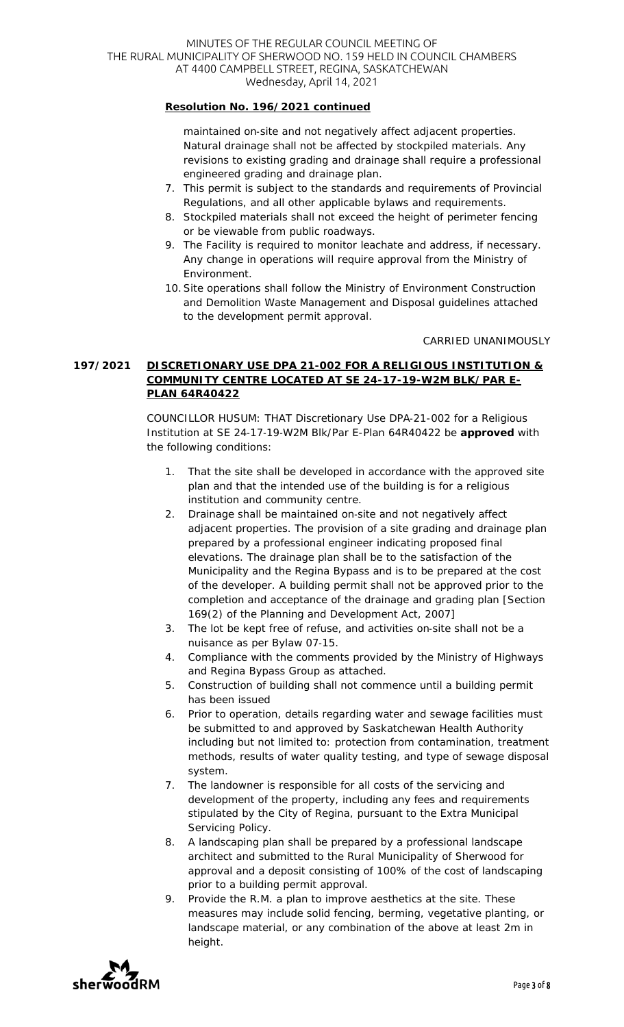**Resolution No. 196/2021 continued**

maintained on-site and not negatively affect adjacent properties. Natural drainage shall not be affected by stockpiled materials. Any revisions to existing grading and drainage shall require a professional engineered grading and drainage plan.

7. This permit is subject to the standards and requirements of Provincial Regulations, and all other applicable bylaws and requirements.
8. Stockpiled materials shall not exceed the height of perimeter fencing or be viewable from public roadways.
9. The Facility is required to monitor leachate and address, if necessary. Any change in operations will require approval from the Ministry of Environment.
10. Site operations shall follow the Ministry of Environment Construction and Demolition Waste Management and Disposal guidelines attached to the development permit approval.

CARRIED UNANIMOUSLY

**197/2021 DISCRETIONARY USE DPA 21-002 FOR A RELIGIOUS INSTITUTION & COMMUNITY CENTRE LOCATED AT SE 24-17-19-W2M BLK/PAR E-PLAN 64R40422**

COUNCILLOR HUSUM: THAT Discretionary Use DPA-21-002 for a Religious Institution at SE 24-17-19-W2M Blk/Par E-Plan 64R40422 be **approved** with the following conditions:

1. That the site shall be developed in accordance with the approved site plan and that the intended use of the building is for a religious institution and community centre.
2. Drainage shall be maintained on-site and not negatively affect adjacent properties. The provision of a site grading and drainage plan prepared by a professional engineer indicating proposed final elevations. The drainage plan shall be to the satisfaction of the Municipality and the Regina Bypass and is to be prepared at the cost of the developer. A building permit shall not be approved prior to the completion and acceptance of the drainage and grading plan [Section 169(2) of the Planning and Development Act, 2007]
3. The lot be kept free of refuse, and activities on-site shall not be a nuisance as per Bylaw 07-15.
4. Compliance with the comments provided by the Ministry of Highways and Regina Bypass Group as attached.
5. Construction of building shall not commence until a building permit has been issued
6. Prior to operation, details regarding water and sewage facilities must be submitted to and approved by Saskatchewan Health Authority including but not limited to: protection from contamination, treatment methods, results of water quality testing, and type of sewage disposal system.
7. The landowner is responsible for all costs of the servicing and development of the property, including any fees and requirements stipulated by the City of Regina, pursuant to the Extra Municipal Servicing Policy.
8. A landscaping plan shall be prepared by a professional landscape architect and submitted to the Rural Municipality of Sherwood for approval and a deposit consisting of 100% of the cost of landscaping prior to a building permit approval.
9. Provide the R.M. a plan to improve aesthetics at the site. These measures may include solid fencing, berming, vegetative planting, or landscape material, or any combination of the above at least 2m in height.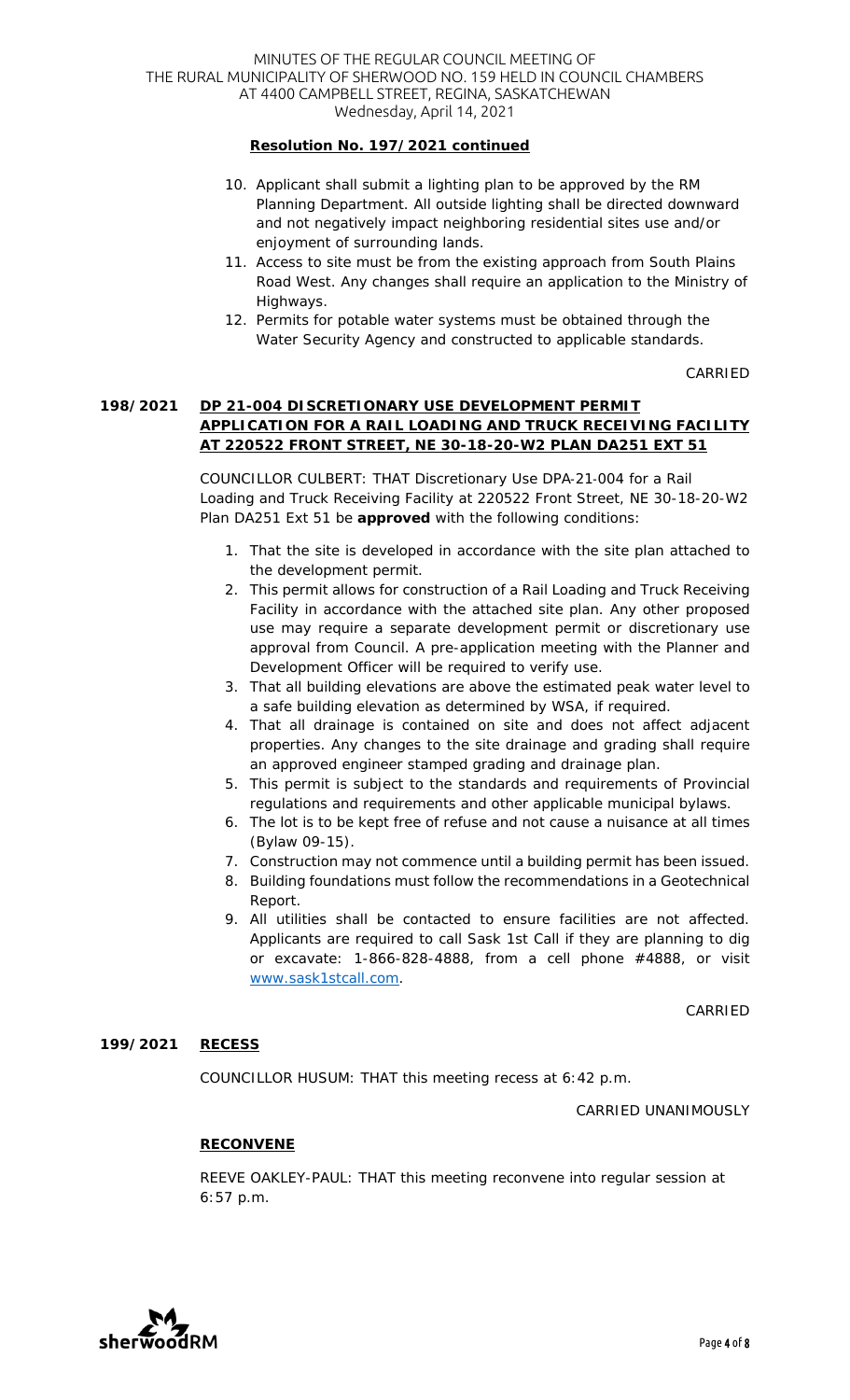**Resolution No. 197/2021 continued**

10. Applicant shall submit a lighting plan to be approved by the RM Planning Department. All outside lighting shall be directed downward and not negatively impact neighboring residential sites use and/or enjoyment of surrounding lands.
11. Access to site must be from the existing approach from South Plains Road West. Any changes shall require an application to the Ministry of Highways.
12. Permits for potable water systems must be obtained through the Water Security Agency and constructed to applicable standards.

CARRIED

**198/2021 DP 21-004 DISCRETIONARY USE DEVELOPMENT PERMIT APPLICATION FOR A RAIL LOADING AND TRUCK RECEIVING FACILITY AT 220522 FRONT STREET, NE 30-18-20-W2 PLAN DA251 EXT 51**

COUNCILLOR CULBERT: THAT Discretionary Use DPA-21-004 for a Rail Loading and Truck Receiving Facility at 220522 Front Street, NE 30-18-20-W2 Plan DA251 Ext 51 be **approved** with the following conditions:

1. That the site is developed in accordance with the site plan attached to the development permit.
2. This permit allows for construction of a Rail Loading and Truck Receiving Facility in accordance with the attached site plan. Any other proposed use may require a separate development permit or discretionary use approval from Council. A pre-application meeting with the Planner and Development Officer will be required to verify use.
3. That all building elevations are above the estimated peak water level to a safe building elevation as determined by WSA, if required.
4. That all drainage is contained on site and does not affect adjacent properties. Any changes to the site drainage and grading shall require an approved engineer stamped grading and drainage plan.
5. This permit is subject to the standards and requirements of Provincial regulations and requirements and other applicable municipal bylaws.
6. The lot is to be kept free of refuse and not cause a nuisance at all times (Bylaw 09-15).
7. Construction may not commence until a building permit has been issued.
8. Building foundations must follow the recommendations in a Geotechnical Report.
9. All utilities shall be contacted to ensure facilities are not affected. Applicants are required to call Sask 1st Call if they are planning to dig or excavate: 1-866-828-4888, from a cell phone #4888, or visit www.sask1stcall.com.

CARRIED

**199/2021 RECESS**

COUNCILLOR HUSUM: THAT this meeting recess at 6:42 p.m.

CARRIED UNANIMOUSLY

**RECONVENE**

REEVE OAKLEY-PAUL: THAT this meeting reconvene into regular session at 6:57 p.m.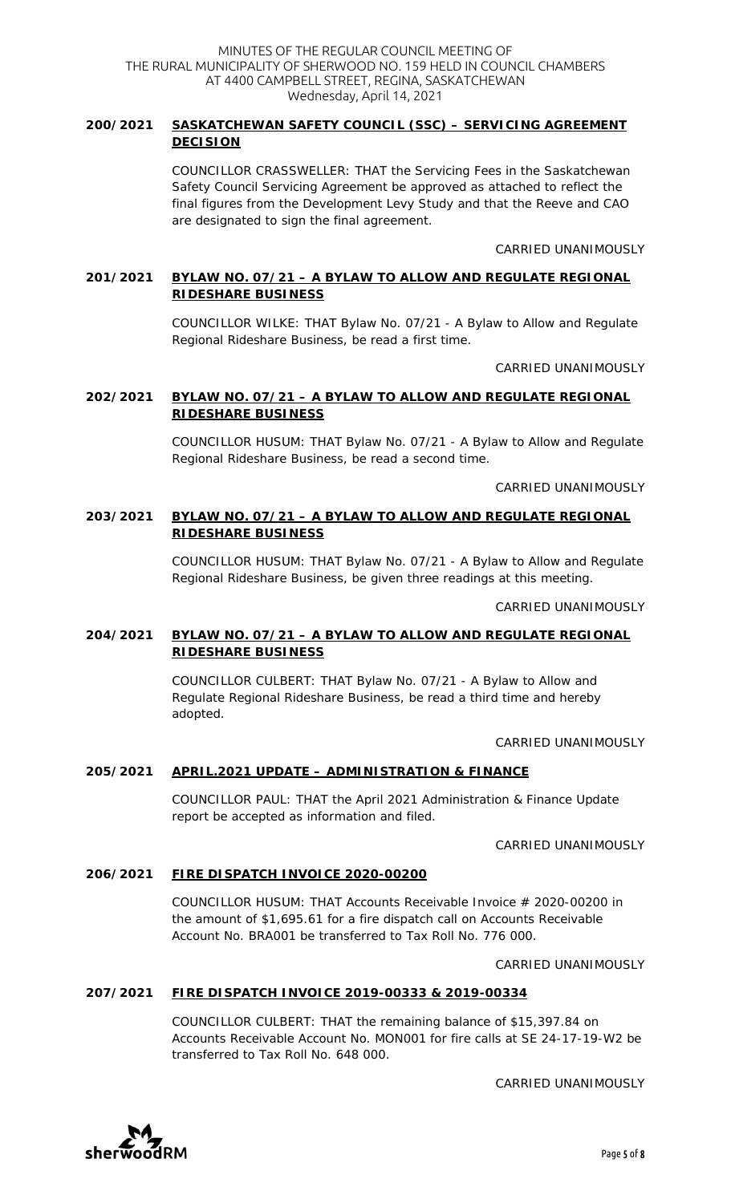## 200/2021 SASKATCHEWAN SAFETY COUNCIL (SSC) – SERVICING AGREEMENT DECISION

COUNCILLOR CRASSWELLER: THAT the Servicing Fees in the Saskatchewan Safety Council Servicing Agreement be approved as attached to reflect the final figures from the Development Levy Study and that the Reeve and CAO are designated to sign the final agreement.

CARRIED UNANIMOUSLY

## 201/2021 BYLAW NO. 07/21 – A BYLAW TO ALLOW AND REGULATE REGIONAL RIDESHARE BUSINESS

COUNCILLOR WILKE: THAT Bylaw No. 07/21 - A Bylaw to Allow and Regulate Regional Rideshare Business, be read a first time.

CARRIED UNANIMOUSLY

## 202/2021 BYLAW NO. 07/21 – A BYLAW TO ALLOW AND REGULATE REGIONAL RIDESHARE BUSINESS

COUNCILLOR HUSUM: THAT Bylaw No. 07/21 - A Bylaw to Allow and Regulate Regional Rideshare Business, be read a second time.

CARRIED UNANIMOUSLY

## 203/2021 BYLAW NO. 07/21 – A BYLAW TO ALLOW AND REGULATE REGIONAL RIDESHARE BUSINESS

COUNCILLOR HUSUM: THAT Bylaw No. 07/21 - A Bylaw to Allow and Regulate Regional Rideshare Business, be given three readings at this meeting.

CARRIED UNANIMOUSLY

## 204/2021 BYLAW NO. 07/21 – A BYLAW TO ALLOW AND REGULATE REGIONAL RIDESHARE BUSINESS

COUNCILLOR CULBERT: THAT Bylaw No. 07/21 - A Bylaw to Allow and Regulate Regional Rideshare Business, be read a third time and hereby adopted.

CARRIED UNANIMOUSLY

## 205/2021 APRIL.2021 UPDATE – ADMINISTRATION & FINANCE

COUNCILLOR PAUL: THAT the April 2021 Administration & Finance Update report be accepted as information and filed.

CARRIED UNANIMOUSLY

## 206/2021 FIRE DISPATCH INVOICE 2020-00200

COUNCILLOR HUSUM: THAT Accounts Receivable Invoice # 2020-00200 in the amount of $1,695.61 for a fire dispatch call on Accounts Receivable Account No. BRA001 be transferred to Tax Roll No. 776 000.

CARRIED UNANIMOUSLY

## 207/2021 FIRE DISPATCH INVOICE 2019-00333 & 2019-00334

COUNCILLOR CULBERT: THAT the remaining balance of $15,397.84 on Accounts Receivable Account No. MON001 for fire calls at SE 24-17-19-W2 be transferred to Tax Roll No. 648 000.

CARRIED UNANIMOUSLY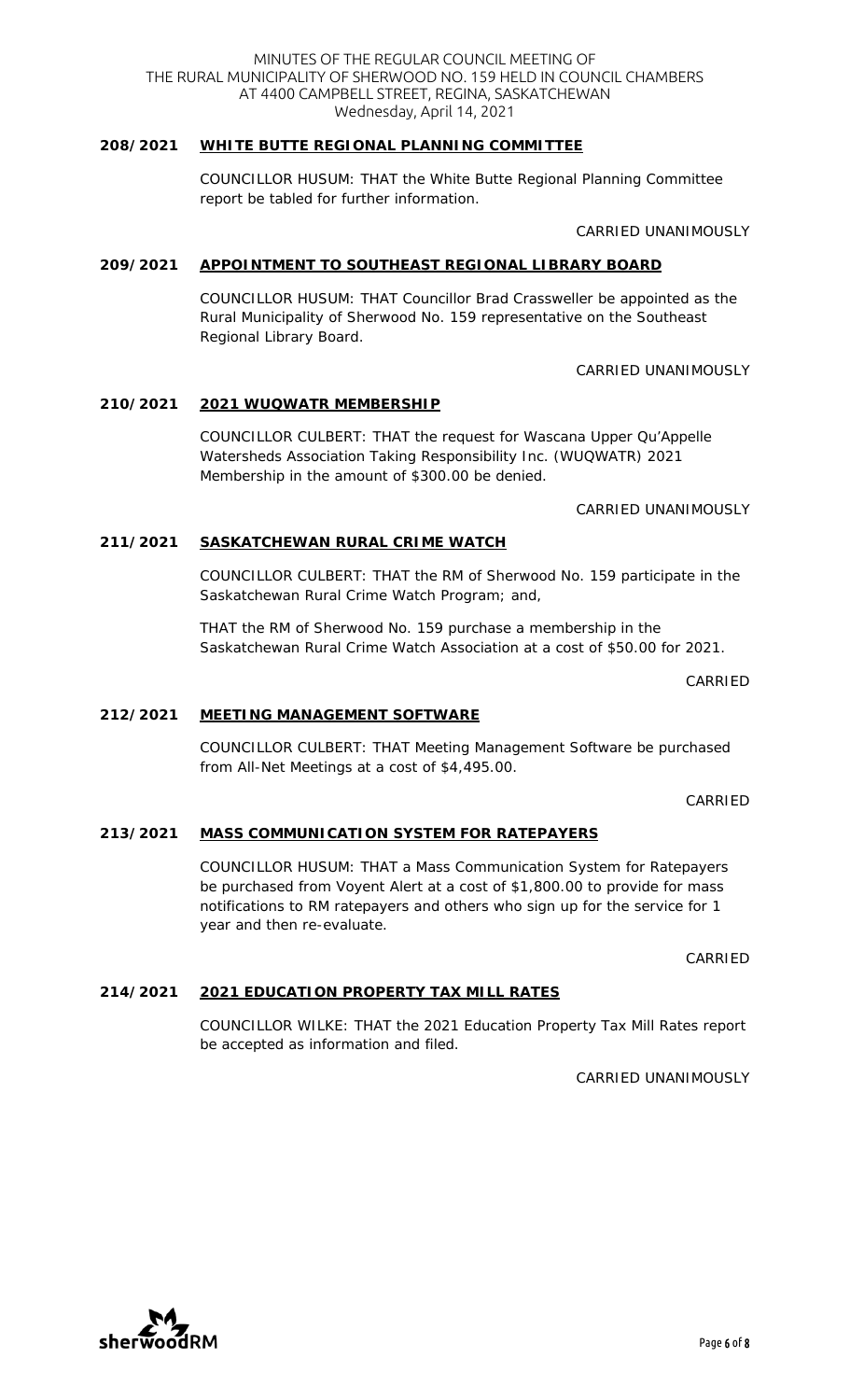## 208/2021 WHITE BUTTE REGIONAL PLANNING COMMITTEE

COUNCILLOR HUSUM: THAT the White Butte Regional Planning Committee report be tabled for further information.

CARRIED UNANIMOUSLY

## 209/2021 APPOINTMENT TO SOUTHEAST REGIONAL LIBRARY BOARD

COUNCILLOR HUSUM: THAT Councillor Brad Crassweller be appointed as the Rural Municipality of Sherwood No. 159 representative on the Southeast Regional Library Board.

CARRIED UNANIMOUSLY

## 210/2021 2021 WUQWATR MEMBERSHIP

COUNCILLOR CULBERT: THAT the request for Wascana Upper Qu'Appelle Watersheds Association Taking Responsibility Inc. (WUQWATR) 2021 Membership in the amount of $300.00 be denied.

CARRIED UNANIMOUSLY

## 211/2021 SASKATCHEWAN RURAL CRIME WATCH

COUNCILLOR CULBERT: THAT the RM of Sherwood No. 159 participate in the Saskatchewan Rural Crime Watch Program; and,

THAT the RM of Sherwood No. 159 purchase a membership in the Saskatchewan Rural Crime Watch Association at a cost of $50.00 for 2021.

CARRIED

## 212/2021 MEETING MANAGEMENT SOFTWARE

COUNCILLOR CULBERT: THAT Meeting Management Software be purchased from All-Net Meetings at a cost of $4,495.00.

CARRIED

## 213/2021 MASS COMMUNICATION SYSTEM FOR RATEPAYERS

COUNCILLOR HUSUM: THAT a Mass Communication System for Ratepayers be purchased from Voyent Alert at a cost of $1,800.00 to provide for mass notifications to RM ratepayers and others who sign up for the service for 1 year and then re-evaluate.

CARRIED

## 214/2021 2021 EDUCATION PROPERTY TAX MILL RATES

COUNCILLOR WILKE: THAT the 2021 Education Property Tax Mill Rates report be accepted as information and filed.

CARRIED UNANIMOUSLY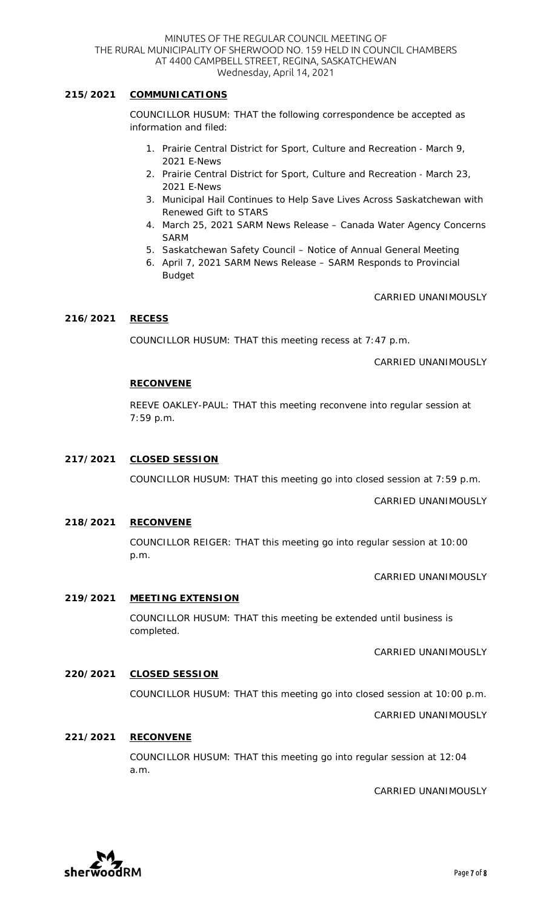**215/2021 COMMUNICATIONS**

COUNCILLOR HUSUM: THAT the following correspondence be accepted as information and filed:

1. Prairie Central District for Sport, Culture and Recreation - March 9, 2021 E-News
2. Prairie Central District for Sport, Culture and Recreation - March 23, 2021 E-News
3. Municipal Hail Continues to Help Save Lives Across Saskatchewan with Renewed Gift to STARS
4. March 25, 2021 SARM News Release – Canada Water Agency Concerns SARM
5. Saskatchewan Safety Council – Notice of Annual General Meeting
6. April 7, 2021 SARM News Release – SARM Responds to Provincial Budget

CARRIED UNANIMOUSLY

**216/2021 RECESS**

COUNCILLOR HUSUM: THAT this meeting recess at 7:47 p.m.

CARRIED UNANIMOUSLY

**RECONVENE**

REEVE OAKLEY-PAUL: THAT this meeting reconvene into regular session at 7:59 p.m.

**217/2021 CLOSED SESSION**

COUNCILLOR HUSUM: THAT this meeting go into closed session at 7:59 p.m.

CARRIED UNANIMOUSLY

**218/2021 RECONVENE**

COUNCILLOR REIGER: THAT this meeting go into regular session at 10:00 p.m.

CARRIED UNANIMOUSLY

**219/2021 MEETING EXTENSION**

COUNCILLOR HUSUM: THAT this meeting be extended until business is completed.

CARRIED UNANIMOUSLY

**220/2021 CLOSED SESSION**

COUNCILLOR HUSUM: THAT this meeting go into closed session at 10:00 p.m.

CARRIED UNANIMOUSLY

**221/2021 RECONVENE**

COUNCILLOR HUSUM: THAT this meeting go into regular session at 12:04 a.m.

CARRIED UNANIMOUSLY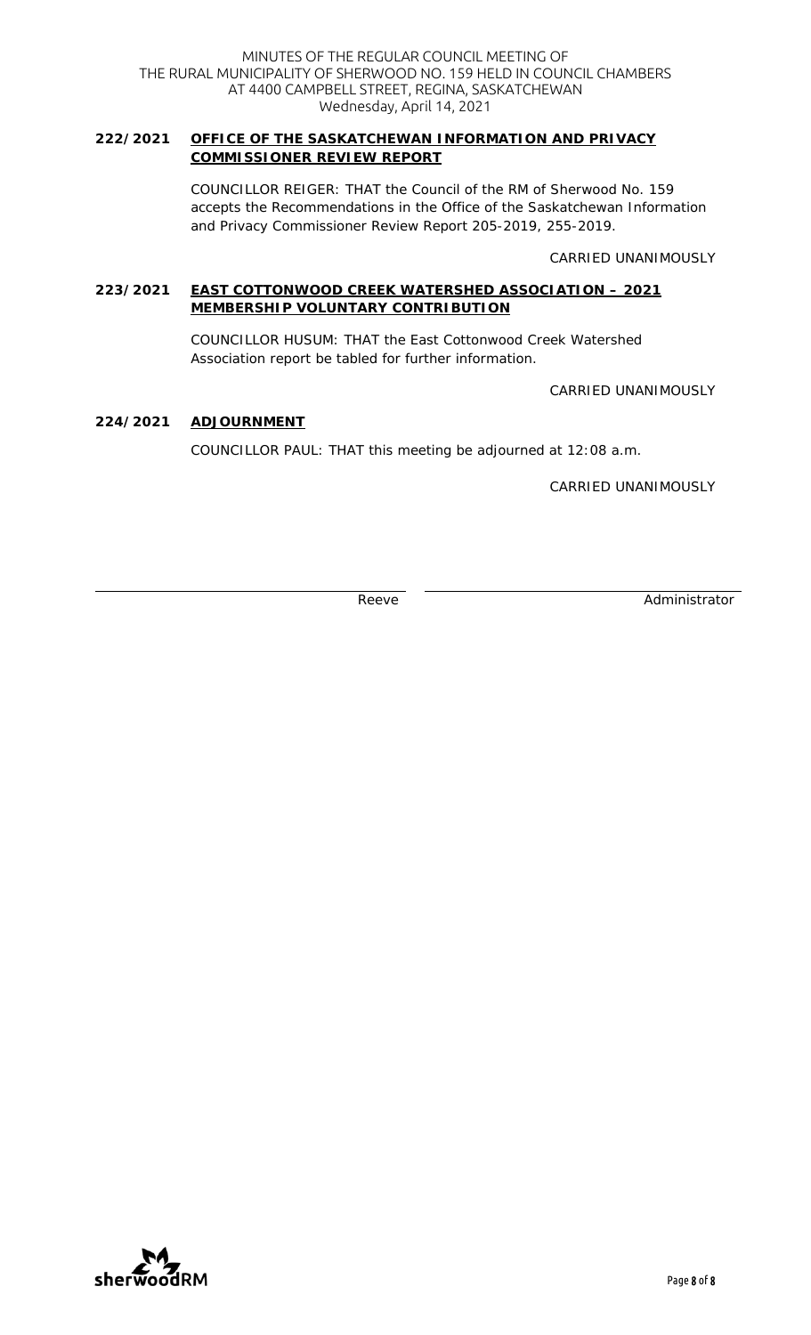## 222/2021 OFFICE OF THE SASKATCHEWAN INFORMATION AND PRIVACY COMMISSIONER REVIEW REPORT

COUNCILLOR REIGER: THAT the Council of the RM of Sherwood No. 159 accepts the Recommendations in the Office of the Saskatchewan Information and Privacy Commissioner Review Report 205-2019, 255-2019.

CARRIED UNANIMOUSLY

## 223/2021 EAST COTTONWOOD CREEK WATERSHED ASSOCIATION – 2021 MEMBERSHIP VOLUNTARY CONTRIBUTION

COUNCILLOR HUSUM: THAT the East Cottonwood Creek Watershed Association report be tabled for further information.

CARRIED UNANIMOUSLY

## 224/2021 ADJOURNMENT

COUNCILLOR PAUL: THAT this meeting be adjourned at 12:08 a.m.

CARRIED UNANIMOUSLY

Reeve

Administrator